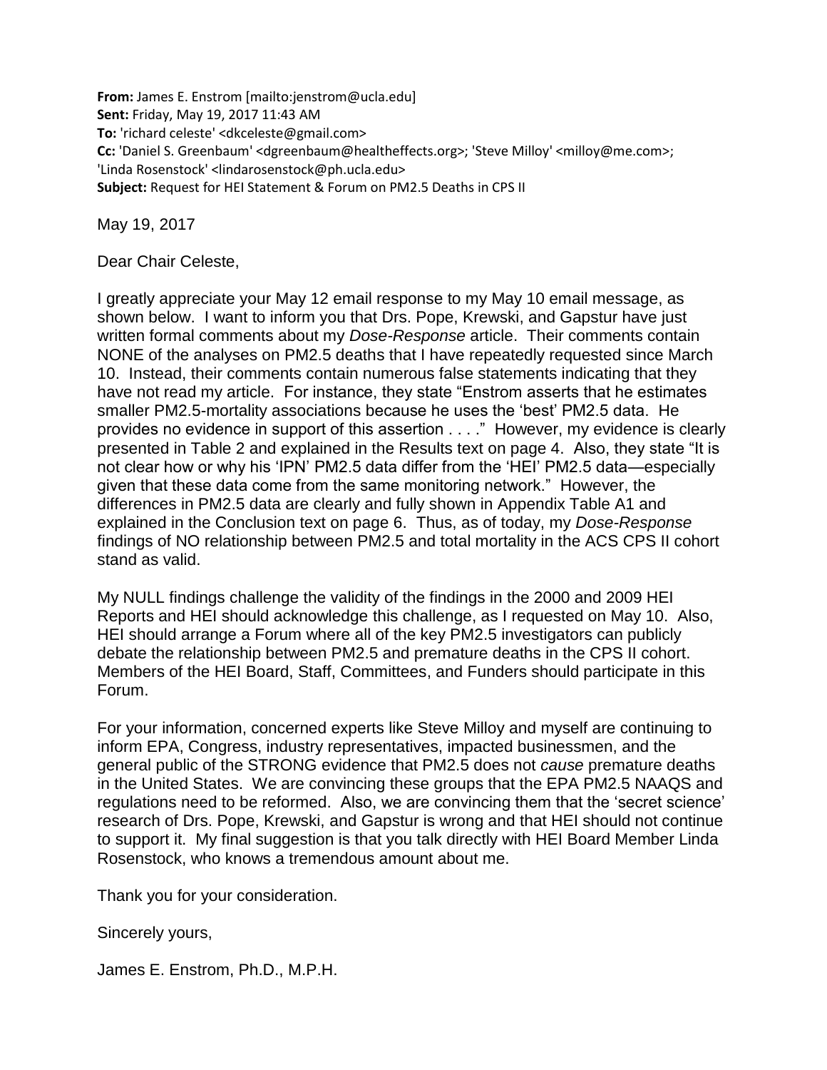**From:** James E. Enstrom [mailto:jenstrom@ucla.edu]
**Sent:** Friday, May 19, 2017 11:43 AM
**To:** 'richard celeste' <dkceleste@gmail.com>
**Cc:** 'Daniel S. Greenbaum' <dgreenbaum@healtheffects.org>; 'Steve Milloy' <milloy@me.com>; 'Linda Rosenstock' <lindarosenstock@ph.ucla.edu>
**Subject:** Request for HEI Statement & Forum on PM2.5 Deaths in CPS II

May 19, 2017

Dear Chair Celeste,

I greatly appreciate your May 12 email response to my May 10 email message, as shown below. I want to inform you that Drs. Pope, Krewski, and Gapstur have just written formal comments about my *Dose-Response* article. Their comments contain NONE of the analyses on PM2.5 deaths that I have repeatedly requested since March 10. Instead, their comments contain numerous false statements indicating that they have not read my article. For instance, they state "Enstrom asserts that he estimates smaller PM2.5-mortality associations because he uses the 'best' PM2.5 data. He provides no evidence in support of this assertion . . . ." However, my evidence is clearly presented in Table 2 and explained in the Results text on page 4. Also, they state "It is not clear how or why his 'IPN' PM2.5 data differ from the 'HEI' PM2.5 data—especially given that these data come from the same monitoring network." However, the differences in PM2.5 data are clearly and fully shown in Appendix Table A1 and explained in the Conclusion text on page 6. Thus, as of today, my *Dose-Response* findings of NO relationship between PM2.5 and total mortality in the ACS CPS II cohort stand as valid.

My NULL findings challenge the validity of the findings in the 2000 and 2009 HEI Reports and HEI should acknowledge this challenge, as I requested on May 10. Also, HEI should arrange a Forum where all of the key PM2.5 investigators can publicly debate the relationship between PM2.5 and premature deaths in the CPS II cohort. Members of the HEI Board, Staff, Committees, and Funders should participate in this Forum.

For your information, concerned experts like Steve Milloy and myself are continuing to inform EPA, Congress, industry representatives, impacted businessmen, and the general public of the STRONG evidence that PM2.5 does not *cause* premature deaths in the United States. We are convincing these groups that the EPA PM2.5 NAAQS and regulations need to be reformed. Also, we are convincing them that the 'secret science' research of Drs. Pope, Krewski, and Gapstur is wrong and that HEI should not continue to support it. My final suggestion is that you talk directly with HEI Board Member Linda Rosenstock, who knows a tremendous amount about me.

Thank you for your consideration.

Sincerely yours,

James E. Enstrom, Ph.D., M.P.H.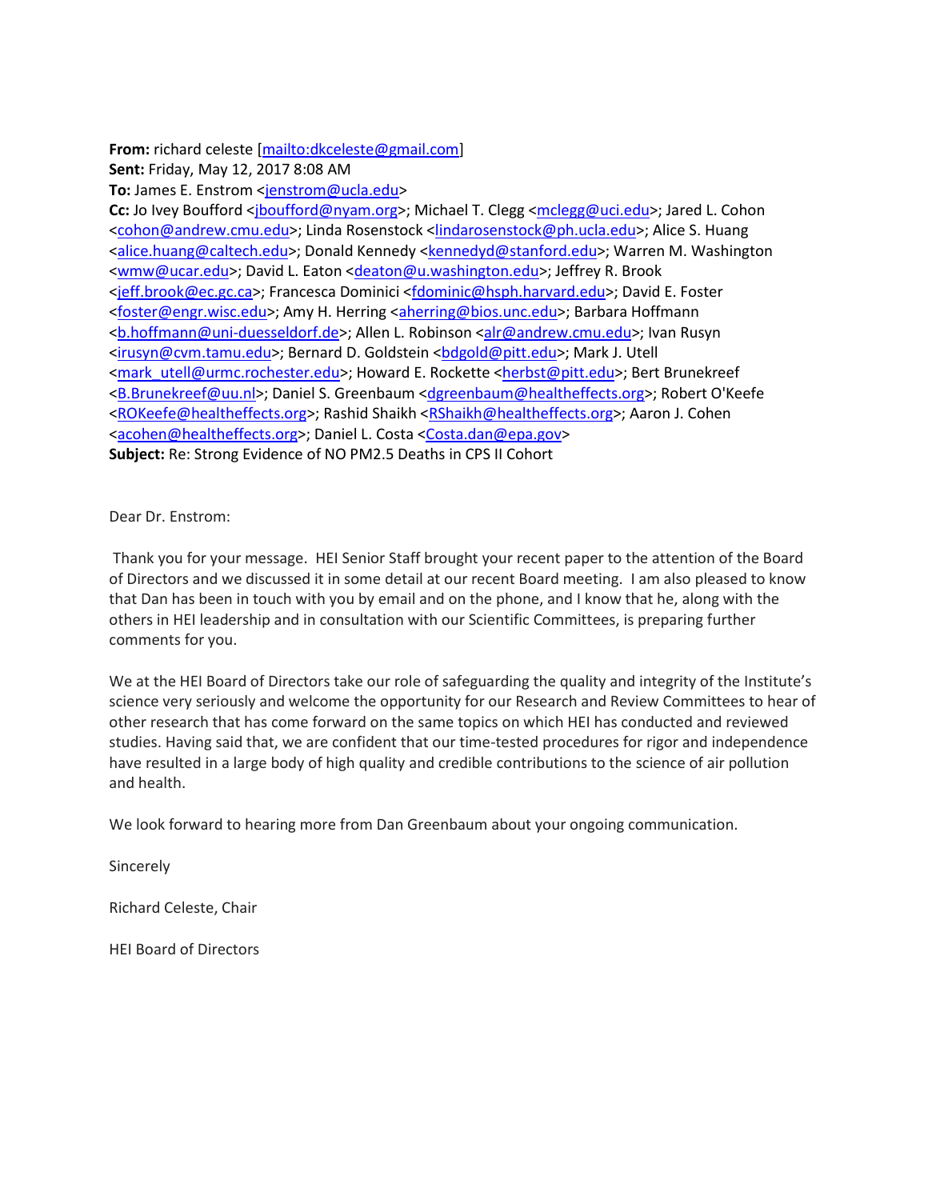**From:** richard celeste [mailto:dkceleste@gmail.com]
**Sent:** Friday, May 12, 2017 8:08 AM
**To:** James E. Enstrom <jenstrom@ucla.edu>
**Cc:** Jo Ivey Boufford <jboufford@nyam.org>; Michael T. Clegg <mclegg@uci.edu>; Jared L. Cohon <cohon@andrew.cmu.edu>; Linda Rosenstock <lindarosenstock@ph.ucla.edu>; Alice S. Huang <alice.huang@caltech.edu>; Donald Kennedy <kennedyd@stanford.edu>; Warren M. Washington <wmw@ucar.edu>; David L. Eaton <deaton@u.washington.edu>; Jeffrey R. Brook <jeff.brook@ec.gc.ca>; Francesca Dominici <fdominic@hsph.harvard.edu>; David E. Foster <foster@engr.wisc.edu>; Amy H. Herring <aherring@bios.unc.edu>; Barbara Hoffmann <b.hoffmann@uni-duesseldorf.de>; Allen L. Robinson <alr@andrew.cmu.edu>; Ivan Rusyn <irusyn@cvm.tamu.edu>; Bernard D. Goldstein <bdgold@pitt.edu>; Mark J. Utell <mark_utell@urmc.rochester.edu>; Howard E. Rockette <herbst@pitt.edu>; Bert Brunekreef <B.Brunekreef@uu.nl>; Daniel S. Greenbaum <dgreenbaum@healtheffects.org>; Robert O'Keefe <ROKeefe@healtheffects.org>; Rashid Shaikh <RShaikh@healtheffects.org>; Aaron J. Cohen <acohen@healtheffects.org>; Daniel L. Costa <Costa.dan@epa.gov>
**Subject:** Re: Strong Evidence of NO PM2.5 Deaths in CPS II Cohort

Dear Dr. Enstrom:

Thank you for your message. HEI Senior Staff brought your recent paper to the attention of the Board of Directors and we discussed it in some detail at our recent Board meeting. I am also pleased to know that Dan has been in touch with you by email and on the phone, and I know that he, along with the others in HEI leadership and in consultation with our Scientific Committees, is preparing further comments for you.

We at the HEI Board of Directors take our role of safeguarding the quality and integrity of the Institute's science very seriously and welcome the opportunity for our Research and Review Committees to hear of other research that has come forward on the same topics on which HEI has conducted and reviewed studies. Having said that, we are confident that our time-tested procedures for rigor and independence have resulted in a large body of high quality and credible contributions to the science of air pollution and health.

We look forward to hearing more from Dan Greenbaum about your ongoing communication.

Sincerely

Richard Celeste, Chair

HEI Board of Directors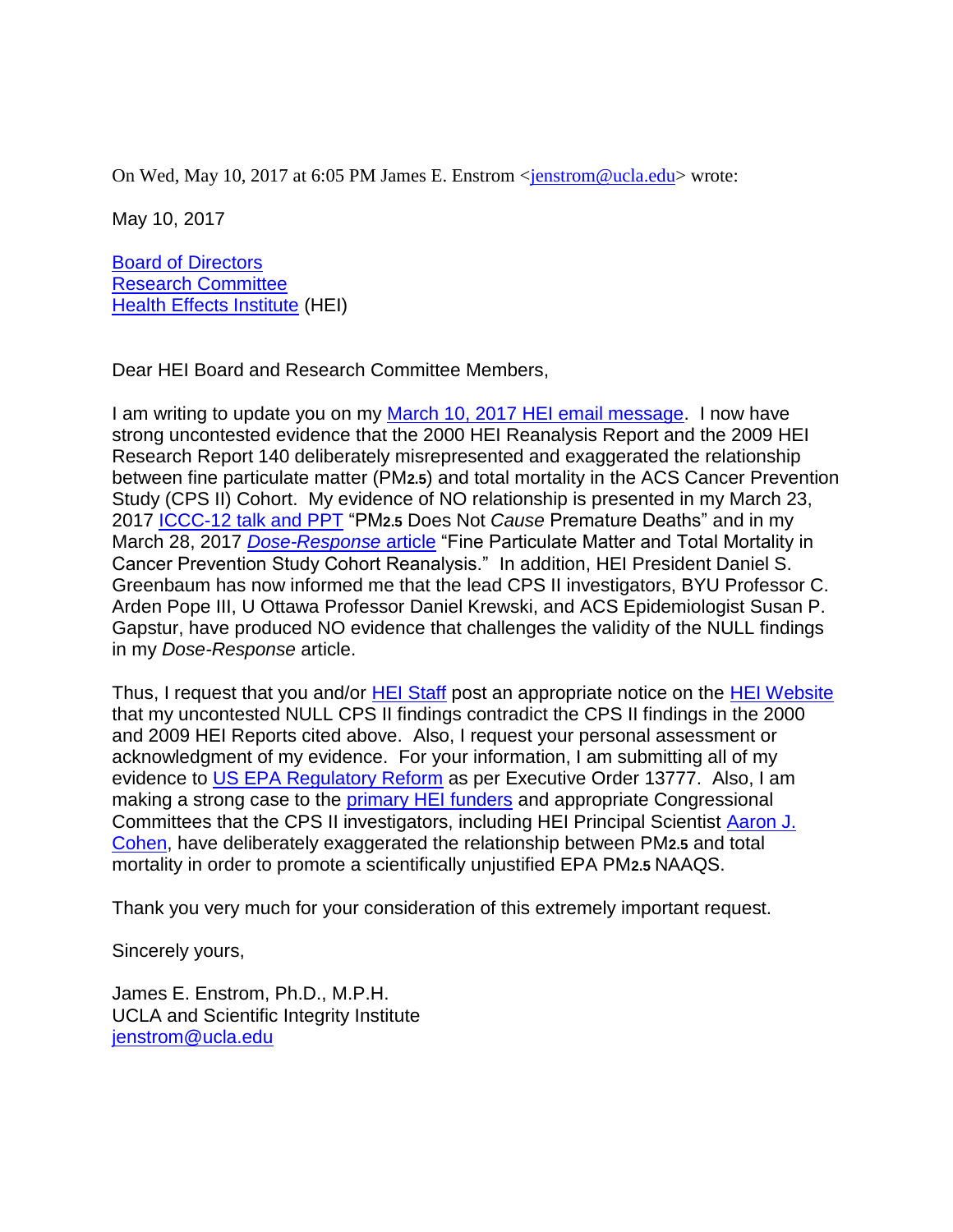On Wed, May 10, 2017 at 6:05 PM James E. Enstrom <jenstrom@ucla.edu> wrote:

May 10, 2017

Board of Directors
Research Committee
Health Effects Institute (HEI)

Dear HEI Board and Research Committee Members,

I am writing to update you on my March 10, 2017 HEI email message. I now have strong uncontested evidence that the 2000 HEI Reanalysis Report and the 2009 HEI Research Report 140 deliberately misrepresented and exaggerated the relationship between fine particulate matter ($PM_{2.5}$) and total mortality in the ACS Cancer Prevention Study (CPS II) Cohort. My evidence of NO relationship is presented in my March 23, 2017 ICCC-12 talk and PPT "$PM_{2.5}$ Does Not *Cause* Premature Deaths" and in my March 28, 2017 *Dose-Response* article "Fine Particulate Matter and Total Mortality in Cancer Prevention Study Cohort Reanalysis." In addition, HEI President Daniel S. Greenbaum has now informed me that the lead CPS II investigators, BYU Professor C. Arden Pope III, U Ottawa Professor Daniel Krewski, and ACS Epidemiologist Susan P. Gapstur, have produced NO evidence that challenges the validity of the NULL findings in my *Dose-Response* article.

Thus, I request that you and/or HEI Staff post an appropriate notice on the HEI Website that my uncontested NULL CPS II findings contradict the CPS II findings in the 2000 and 2009 HEI Reports cited above. Also, I request your personal assessment or acknowledgment of my evidence. For your information, I am submitting all of my evidence to US EPA Regulatory Reform as per Executive Order 13777. Also, I am making a strong case to the primary HEI funders and appropriate Congressional Committees that the CPS II investigators, including HEI Principal Scientist Aaron J. Cohen, have deliberately exaggerated the relationship between $PM_{2.5}$ and total mortality in order to promote a scientifically unjustified EPA $PM_{2.5}$ NAAQS.

Thank you very much for your consideration of this extremely important request.

Sincerely yours,

James E. Enstrom, Ph.D., M.P.H.
UCLA and Scientific Integrity Institute
jenstrom@ucla.edu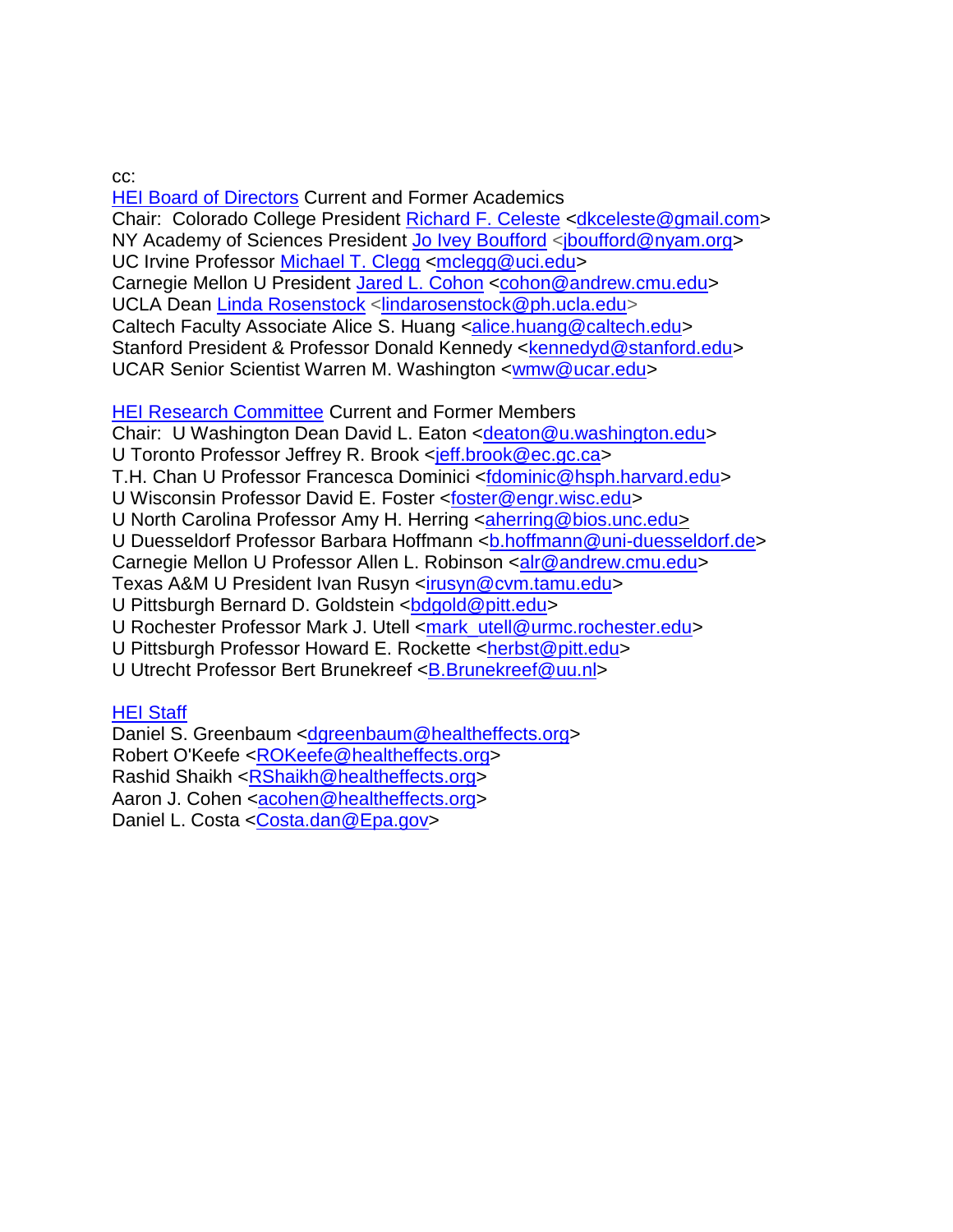cc:

HEI Board of Directors Current and Former Academics
Chair: Colorado College President Richard F. Celeste <dkceleste@gmail.com>
NY Academy of Sciences President Jo Ivey Boufford <jboufford@nyam.org>
UC Irvine Professor Michael T. Clegg <mclegg@uci.edu>
Carnegie Mellon U President Jared L. Cohon <cohon@andrew.cmu.edu>
UCLA Dean Linda Rosenstock <lindarosenstock@ph.ucla.edu>
Caltech Faculty Associate Alice S. Huang <alice.huang@caltech.edu>
Stanford President & Professor Donald Kennedy <kennedyd@stanford.edu>
UCAR Senior Scientist Warren M. Washington <wmw@ucar.edu>

HEI Research Committee Current and Former Members
Chair: U Washington Dean David L. Eaton <deaton@u.washington.edu>
U Toronto Professor Jeffrey R. Brook <jeff.brook@ec.gc.ca>
T.H. Chan U Professor Francesca Dominici <fdominic@hsph.harvard.edu>
U Wisconsin Professor David E. Foster <foster@engr.wisc.edu>
U North Carolina Professor Amy H. Herring <aherring@bios.unc.edu>
U Duesseldorf Professor Barbara Hoffmann <b.hoffmann@uni-duesseldorf.de>
Carnegie Mellon U Professor Allen L. Robinson <alr@andrew.cmu.edu>
Texas A&M U President Ivan Rusyn <irusyn@cvm.tamu.edu>
U Pittsburgh Bernard D. Goldstein <bdgold@pitt.edu>
U Rochester Professor Mark J. Utell <mark_utell@urmc.rochester.edu>
U Pittsburgh Professor Howard E. Rockette <herbst@pitt.edu>
U Utrecht Professor Bert Brunekreef <B.Brunekreef@uu.nl>

HEI Staff
Daniel S. Greenbaum <dgreenbaum@healtheffects.org>
Robert O'Keefe <ROKeefe@healtheffects.org>
Rashid Shaikh <RShaikh@healtheffects.org>
Aaron J. Cohen <acohen@healtheffects.org>
Daniel L. Costa <Costa.dan@Epa.gov>